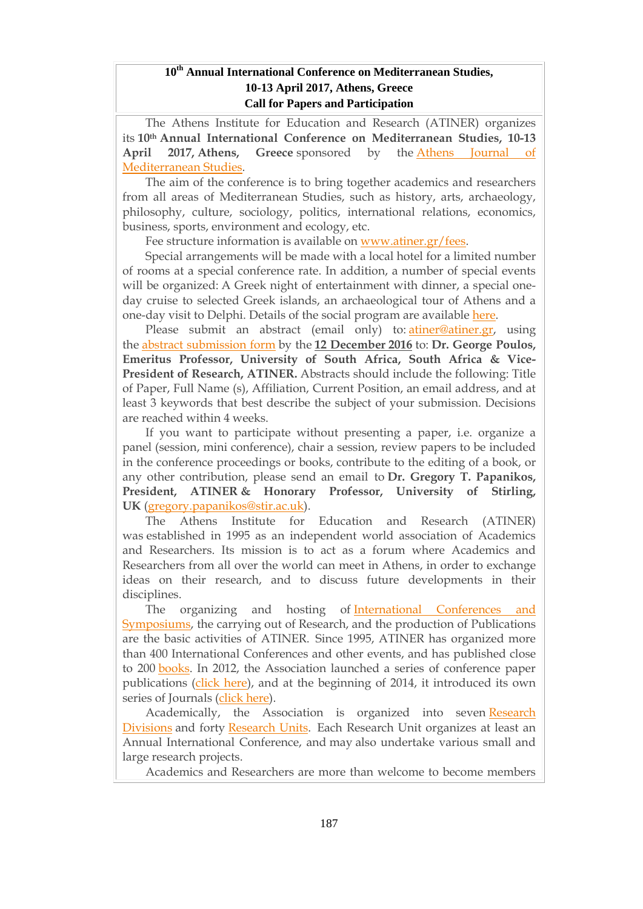# 10th Annual International Conference on Mediterranean Studies, 10-13 April 2017, Athens, Greece
## Call for Papers and Participation

The Athens Institute for Education and Research (ATINER) organizes its **10th Annual International Conference on Mediterranean Studies, 10-13 April 2017, Athens, Greece** sponsored by the Athens Journal of Mediterranean Studies.

The aim of the conference is to bring together academics and researchers from all areas of Mediterranean Studies, such as history, arts, archaeology, philosophy, culture, sociology, politics, international relations, economics, business, sports, environment and ecology, etc.

Fee structure information is available on www.atiner.gr/fees.

Special arrangements will be made with a local hotel for a limited number of rooms at a special conference rate. In addition, a number of special events will be organized: A Greek night of entertainment with dinner, a special one-day cruise to selected Greek islands, an archaeological tour of Athens and a one-day visit to Delphi. Details of the social program are available here.

Please submit an abstract (email only) to: atiner@atiner.gr, using the abstract submission form by the **12 December 2016** to: **Dr. George Poulos, Emeritus Professor, University of South Africa, South Africa & Vice-President of Research, ATINER.** Abstracts should include the following: Title of Paper, Full Name (s), Affiliation, Current Position, an email address, and at least 3 keywords that best describe the subject of your submission. Decisions are reached within 4 weeks.

If you want to participate without presenting a paper, i.e. organize a panel (session, mini conference), chair a session, review papers to be included in the conference proceedings or books, contribute to the editing of a book, or any other contribution, please send an email to **Dr. Gregory T. Papanikos, President, ATINER & Honorary Professor, University of Stirling, UK** (gregory.papanikos@stir.ac.uk).

The Athens Institute for Education and Research (ATINER) was established in 1995 as an independent world association of Academics and Researchers. Its mission is to act as a forum where Academics and Researchers from all over the world can meet in Athens, in order to exchange ideas on their research, and to discuss future developments in their disciplines.

The organizing and hosting of International Conferences and Symposiums, the carrying out of Research, and the production of Publications are the basic activities of ATINER. Since 1995, ATINER has organized more than 400 International Conferences and other events, and has published close to 200 books. In 2012, the Association launched a series of conference paper publications (click here), and at the beginning of 2014, it introduced its own series of Journals (click here).

Academically, the Association is organized into seven Research Divisions and forty Research Units. Each Research Unit organizes at least an Annual International Conference, and may also undertake various small and large research projects.

Academics and Researchers are more than welcome to become members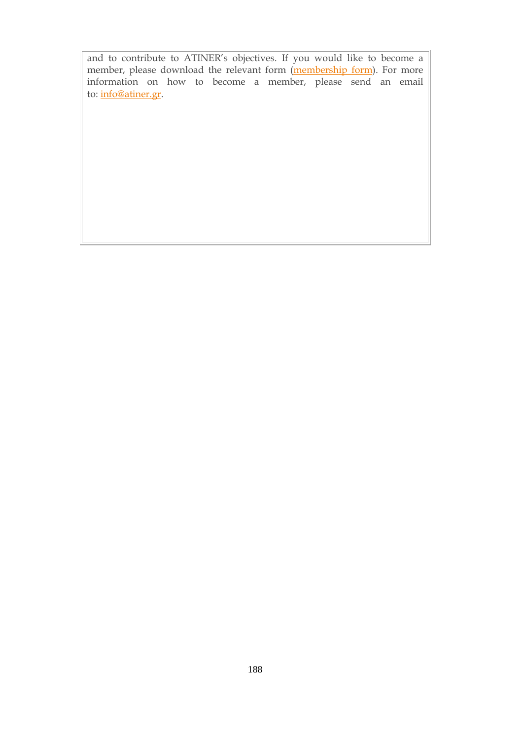and to contribute to ATINER's objectives. If you would like to become a member, please download the relevant form (membership form). For more information on how to become a member, please send an email to: info@atiner.gr.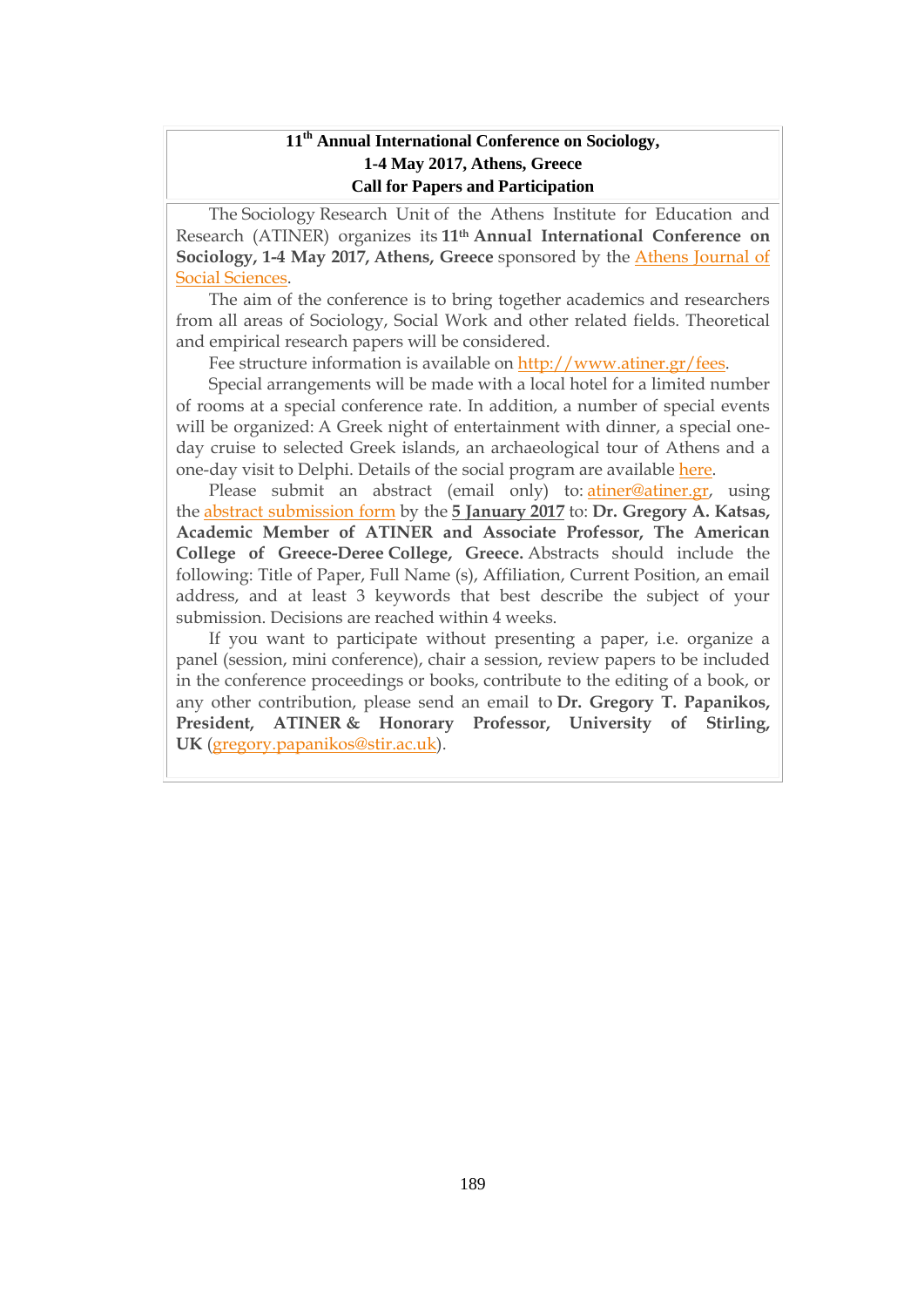**11th Annual International Conference on Sociology,**
**1-4 May 2017, Athens, Greece**
**Call for Papers and Participation**

The Sociology Research Unit of the Athens Institute for Education and Research (ATINER) organizes its **11th Annual International Conference on Sociology, 1-4 May 2017, Athens, Greece** sponsored by the Athens Journal of Social Sciences.

The aim of the conference is to bring together academics and researchers from all areas of Sociology, Social Work and other related fields. Theoretical and empirical research papers will be considered.

Fee structure information is available on http://www.atiner.gr/fees.

Special arrangements will be made with a local hotel for a limited number of rooms at a special conference rate. In addition, a number of special events will be organized: A Greek night of entertainment with dinner, a special one-day cruise to selected Greek islands, an archaeological tour of Athens and a one-day visit to Delphi. Details of the social program are available here.

Please submit an abstract (email only) to: atiner@atiner.gr, using the abstract submission form by the **5 January 2017** to: **Dr. Gregory A. Katsas, Academic Member of ATINER and Associate Professor, The American College of Greece-Deree College, Greece.** Abstracts should include the following: Title of Paper, Full Name (s), Affiliation, Current Position, an email address, and at least 3 keywords that best describe the subject of your submission. Decisions are reached within 4 weeks.

If you want to participate without presenting a paper, i.e. organize a panel (session, mini conference), chair a session, review papers to be included in the conference proceedings or books, contribute to the editing of a book, or any other contribution, please send an email to **Dr. Gregory T. Papanikos, President, ATINER & Honorary Professor, University of Stirling, UK** (gregory.papanikos@stir.ac.uk).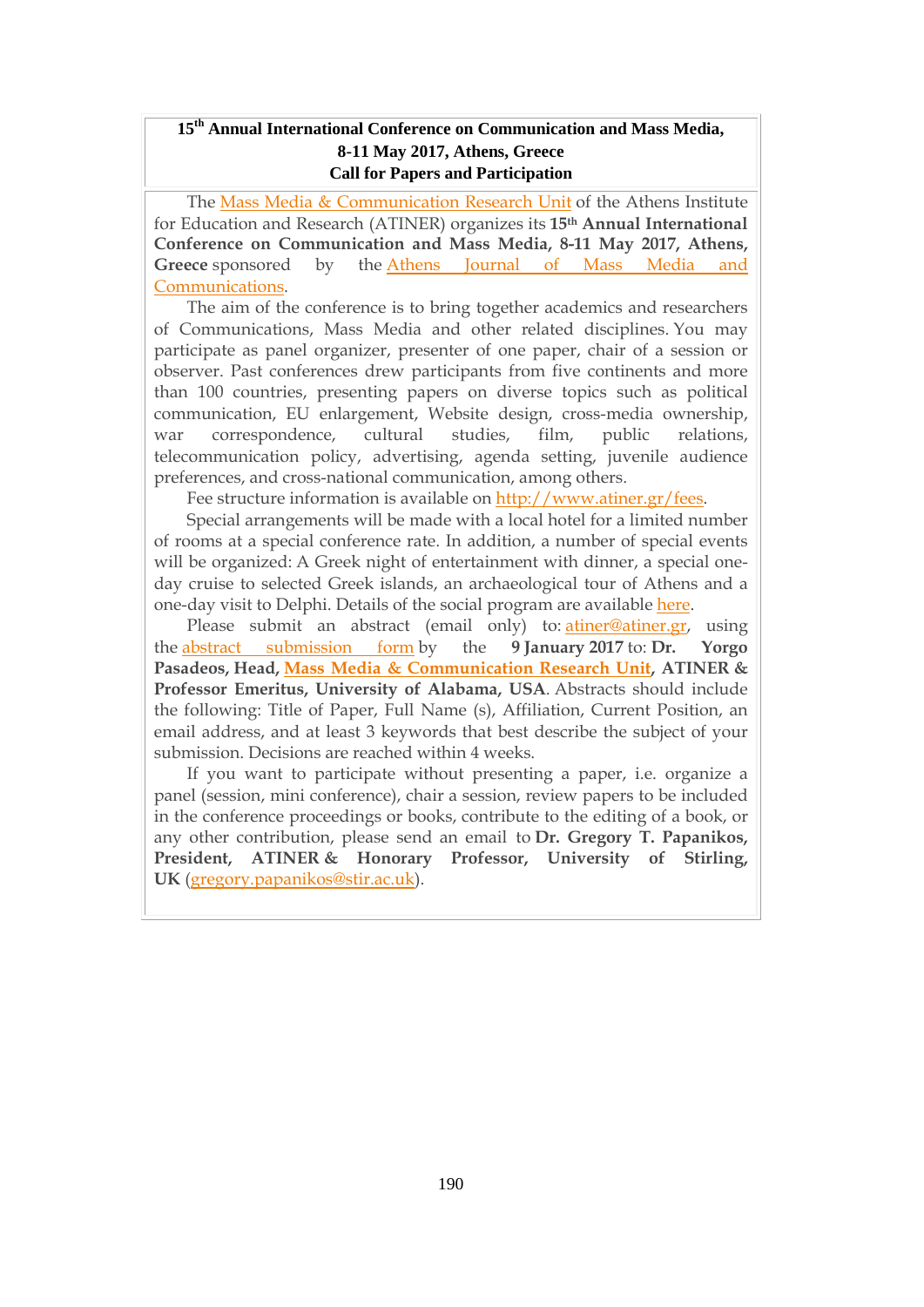## 15th Annual International Conference on Communication and Mass Media, 8-11 May 2017, Athens, Greece
## Call for Papers and Participation

The Mass Media & Communication Research Unit of the Athens Institute for Education and Research (ATINER) organizes its **15th Annual International Conference on Communication and Mass Media, 8-11 May 2017, Athens, Greece** sponsored by the Athens Journal of Mass Media and Communications.

The aim of the conference is to bring together academics and researchers of Communications, Mass Media and other related disciplines. You may participate as panel organizer, presenter of one paper, chair of a session or observer. Past conferences drew participants from five continents and more than 100 countries, presenting papers on diverse topics such as political communication, EU enlargement, Website design, cross-media ownership, war correspondence, cultural studies, film, public relations, telecommunication policy, advertising, agenda setting, juvenile audience preferences, and cross-national communication, among others.

Fee structure information is available on http://www.atiner.gr/fees.

Special arrangements will be made with a local hotel for a limited number of rooms at a special conference rate. In addition, a number of special events will be organized: A Greek night of entertainment with dinner, a special one-day cruise to selected Greek islands, an archaeological tour of Athens and a one-day visit to Delphi. Details of the social program are available here.

Please submit an abstract (email only) to: atiner@atiner.gr, using the abstract submission form by the **9 January 2017** to: **Dr. Yorgo Pasadeos, Head, Mass Media & Communication Research Unit, ATINER & Professor Emeritus, University of Alabama, USA**. Abstracts should include the following: Title of Paper, Full Name (s), Affiliation, Current Position, an email address, and at least 3 keywords that best describe the subject of your submission. Decisions are reached within 4 weeks.

If you want to participate without presenting a paper, i.e. organize a panel (session, mini conference), chair a session, review papers to be included in the conference proceedings or books, contribute to the editing of a book, or any other contribution, please send an email to **Dr. Gregory T. Papanikos, President, ATINER & Honorary Professor, University of Stirling, UK** (gregory.papanikos@stir.ac.uk).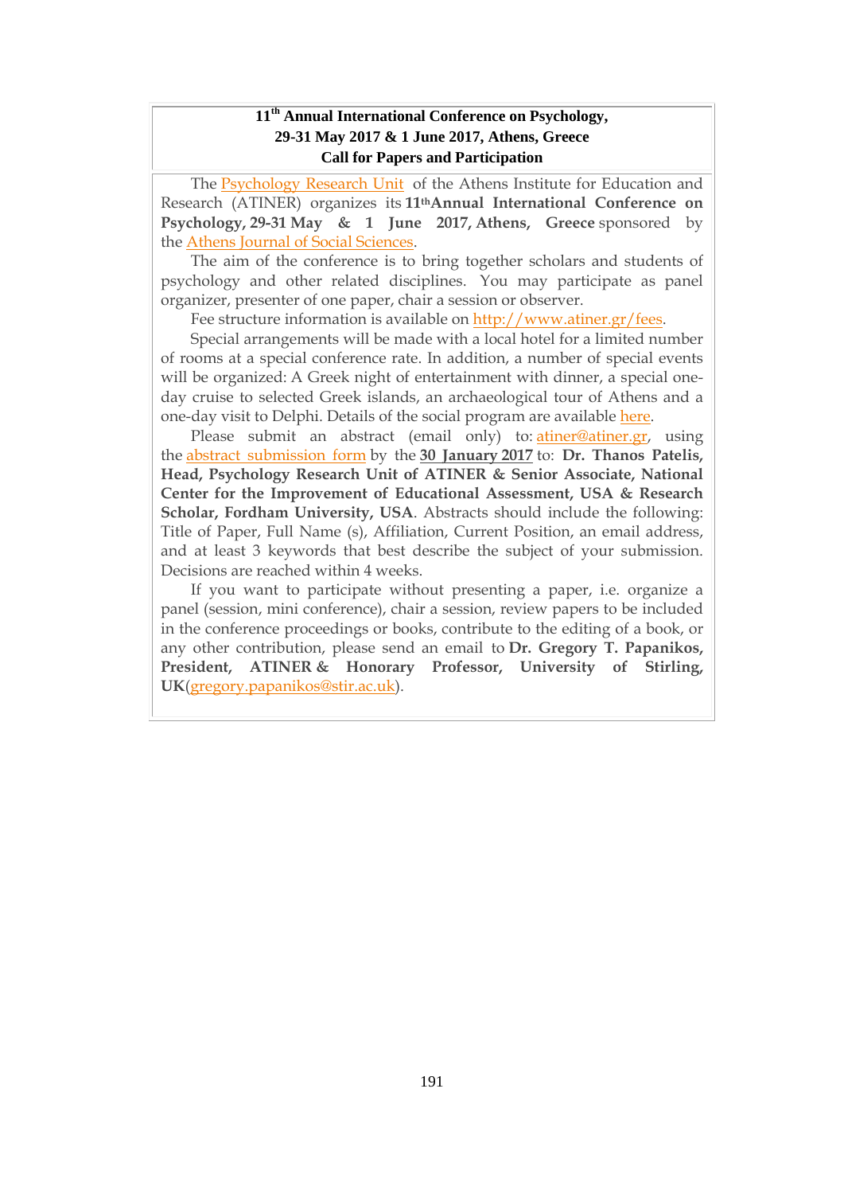**11th Annual International Conference on Psychology, 29-31 May 2017 & 1 June 2017, Athens, Greece Call for Papers and Participation**

The Psychology Research Unit of the Athens Institute for Education and Research (ATINER) organizes its **11th Annual International Conference on Psychology, 29-31 May & 1 June 2017, Athens, Greece** sponsored by the Athens Journal of Social Sciences.

The aim of the conference is to bring together scholars and students of psychology and other related disciplines. You may participate as panel organizer, presenter of one paper, chair a session or observer.

Fee structure information is available on http://www.atiner.gr/fees.

Special arrangements will be made with a local hotel for a limited number of rooms at a special conference rate. In addition, a number of special events will be organized: A Greek night of entertainment with dinner, a special one-day cruise to selected Greek islands, an archaeological tour of Athens and a one-day visit to Delphi. Details of the social program are available here.

Please submit an abstract (email only) to: atiner@atiner.gr, using the abstract submission form by the **30 January 2017** to: **Dr. Thanos Patelis, Head, Psychology Research Unit of ATINER & Senior Associate, National Center for the Improvement of Educational Assessment, USA & Research Scholar, Fordham University, USA**. Abstracts should include the following: Title of Paper, Full Name (s), Affiliation, Current Position, an email address, and at least 3 keywords that best describe the subject of your submission. Decisions are reached within 4 weeks.

If you want to participate without presenting a paper, i.e. organize a panel (session, mini conference), chair a session, review papers to be included in the conference proceedings or books, contribute to the editing of a book, or any other contribution, please send an email to **Dr. Gregory T. Papanikos, President, ATINER & Honorary Professor, University of Stirling, UK**(gregory.papanikos@stir.ac.uk).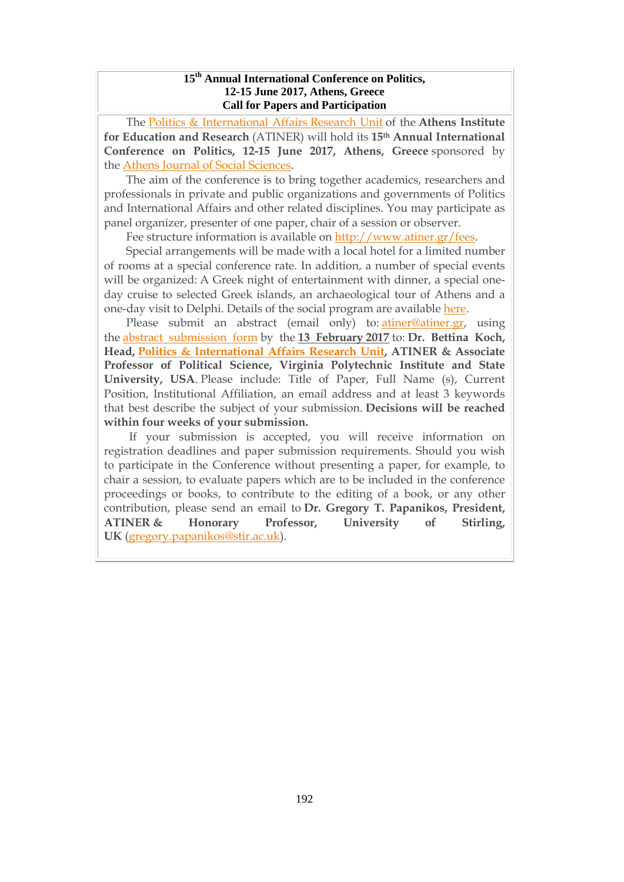**15th Annual International Conference on Politics,**
**12-15 June 2017, Athens, Greece**
**Call for Papers and Participation**

The Politics & International Affairs Research Unit of the **Athens Institute for Education and Research** (ATINER) will hold its **15th Annual International Conference on Politics, 12-15 June 2017, Athens, Greece** sponsored by the Athens Journal of Social Sciences.

The aim of the conference is to bring together academics, researchers and professionals in private and public organizations and governments of Politics and International Affairs and other related disciplines. You may participate as panel organizer, presenter of one paper, chair of a session or observer.

Fee structure information is available on http://www.atiner.gr/fees.

Special arrangements will be made with a local hotel for a limited number of rooms at a special conference rate. In addition, a number of special events will be organized: A Greek night of entertainment with dinner, a special one-day cruise to selected Greek islands, an archaeological tour of Athens and a one-day visit to Delphi. Details of the social program are available here.

Please submit an abstract (email only) to: atiner@atiner.gr, using the abstract submission form by the **13 February 2017** to: **Dr. Bettina Koch, Head, Politics & International Affairs Research Unit, ATINER & Associate Professor of Political Science, Virginia Polytechnic Institute and State University, USA**. Please include: Title of Paper, Full Name (s), Current Position, Institutional Affiliation, an email address and at least 3 keywords that best describe the subject of your submission. **Decisions will be reached within four weeks of your submission.**

If your submission is accepted, you will receive information on registration deadlines and paper submission requirements. Should you wish to participate in the Conference without presenting a paper, for example, to chair a session, to evaluate papers which are to be included in the conference proceedings or books, to contribute to the editing of a book, or any other contribution, please send an email to **Dr. Gregory T. Papanikos, President, ATINER & Honorary Professor, University of Stirling, UK** (gregory.papanikos@stir.ac.uk).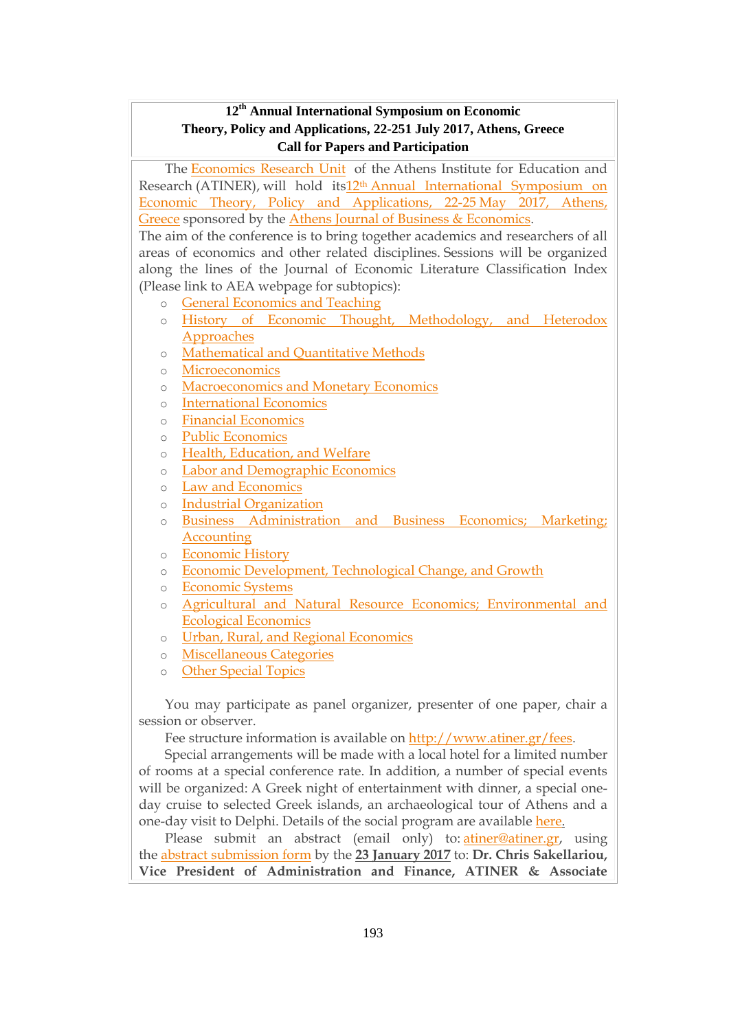**12th Annual International Symposium on Economic Theory, Policy and Applications, 22-251 July 2017, Athens, Greece**
**Call for Papers and Participation**

The Economics Research Unit of the Athens Institute for Education and Research (ATINER), will hold its12th Annual International Symposium on Economic Theory, Policy and Applications, 22-25 May 2017, Athens, Greece sponsored by the Athens Journal of Business & Economics.
The aim of the conference is to bring together academics and researchers of all areas of economics and other related disciplines. Sessions will be organized along the lines of the Journal of Economic Literature Classification Index (Please link to AEA webpage for subtopics):

- General Economics and Teaching
- History of Economic Thought, Methodology, and Heterodox Approaches
- Mathematical and Quantitative Methods
- Microeconomics
- Macroeconomics and Monetary Economics
- International Economics
- Financial Economics
- Public Economics
- Health, Education, and Welfare
- Labor and Demographic Economics
- Law and Economics
- Industrial Organization
- Business Administration and Business Economics; Marketing; Accounting
- Economic History
- Economic Development, Technological Change, and Growth
- Economic Systems
- Agricultural and Natural Resource Economics; Environmental and Ecological Economics
- Urban, Rural, and Regional Economics
- Miscellaneous Categories
- Other Special Topics

You may participate as panel organizer, presenter of one paper, chair a session or observer.

Fee structure information is available on http://www.atiner.gr/fees.

Special arrangements will be made with a local hotel for a limited number of rooms at a special conference rate. In addition, a number of special events will be organized: A Greek night of entertainment with dinner, a special one-day cruise to selected Greek islands, an archaeological tour of Athens and a one-day visit to Delphi. Details of the social program are available here.

Please submit an abstract (email only) to: atiner@atiner.gr, using the abstract submission form by the **23 January 2017** to: **Dr. Chris Sakellariou, Vice President of Administration and Finance, ATINER & Associate**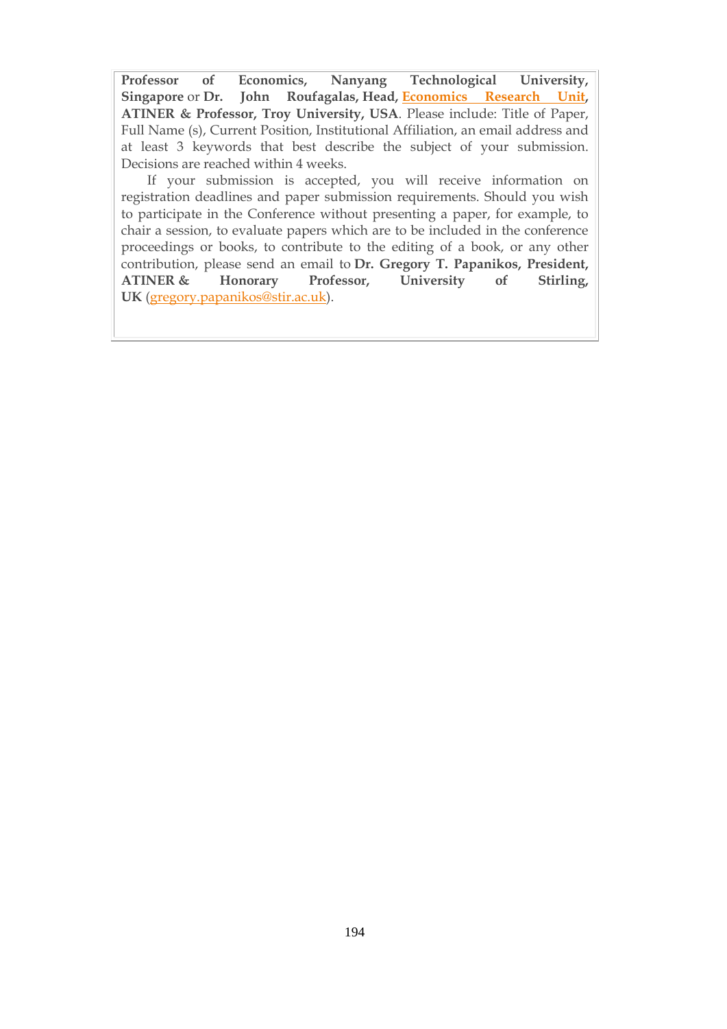**Professor of Economics, Nanyang Technological University, Singapore** or **Dr. John Roufagalas, Head, Economics Research Unit, ATINER & Professor, Troy University, USA**. Please include: Title of Paper, Full Name (s), Current Position, Institutional Affiliation, an email address and at least 3 keywords that best describe the subject of your submission. Decisions are reached within 4 weeks.

If your submission is accepted, you will receive information on registration deadlines and paper submission requirements. Should you wish to participate in the Conference without presenting a paper, for example, to chair a session, to evaluate papers which are to be included in the conference proceedings or books, to contribute to the editing of a book, or any other contribution, please send an email to **Dr. Gregory T. Papanikos, President, ATINER & Honorary Professor, University of Stirling, UK** (gregory.papanikos@stir.ac.uk).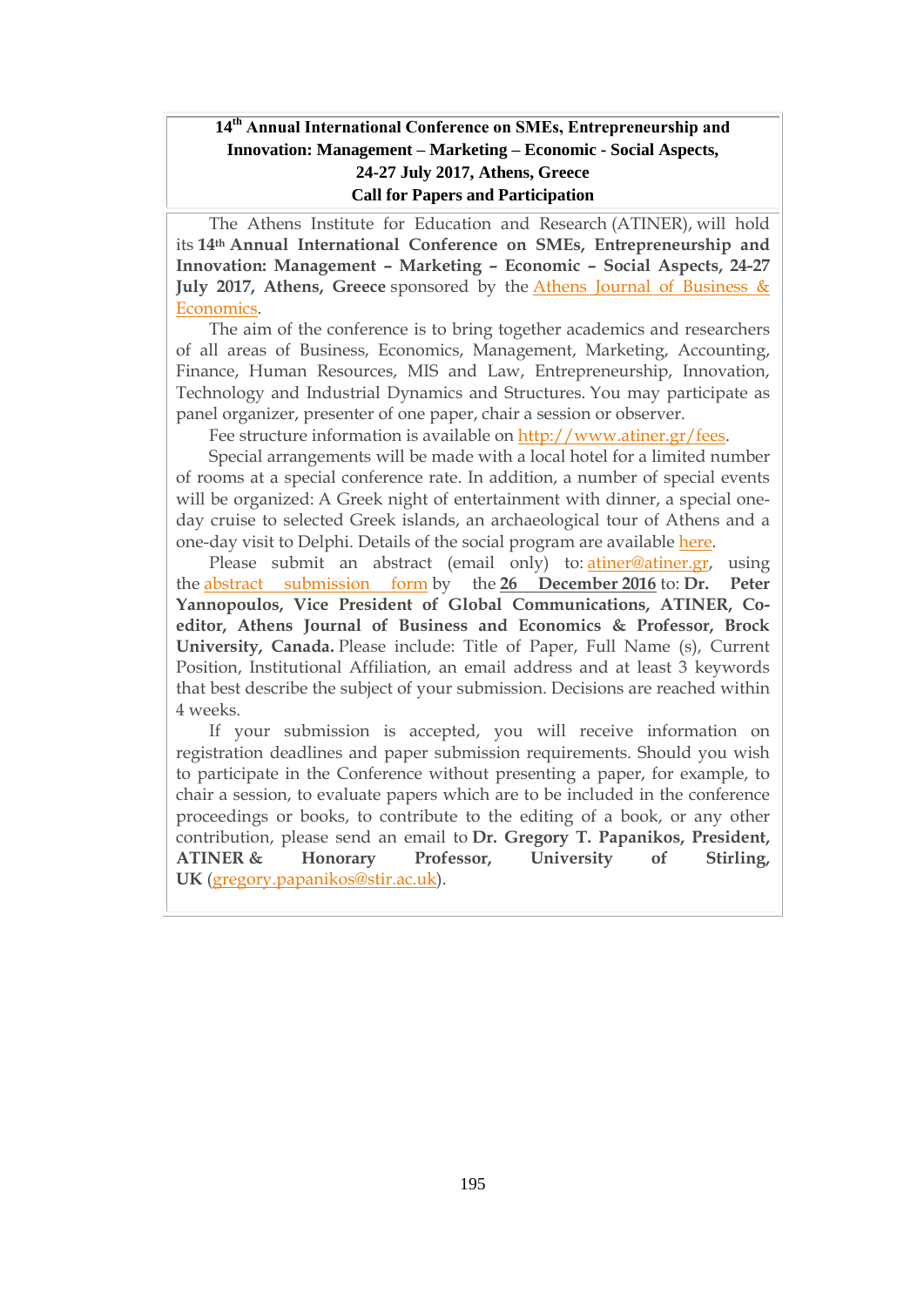## 14th Annual International Conference on SMEs, Entrepreneurship and Innovation: Management – Marketing – Economic - Social Aspects, 24-27 July 2017, Athens, Greece

## Call for Papers and Participation

The Athens Institute for Education and Research (ATINER), will hold its **14th Annual International Conference on SMEs, Entrepreneurship and Innovation: Management – Marketing – Economic – Social Aspects, 24-27 July 2017, Athens, Greece** sponsored by the Athens Journal of Business & Economics.

The aim of the conference is to bring together academics and researchers of all areas of Business, Economics, Management, Marketing, Accounting, Finance, Human Resources, MIS and Law, Entrepreneurship, Innovation, Technology and Industrial Dynamics and Structures. You may participate as panel organizer, presenter of one paper, chair a session or observer.

Fee structure information is available on http://www.atiner.gr/fees.

Special arrangements will be made with a local hotel for a limited number of rooms at a special conference rate. In addition, a number of special events will be organized: A Greek night of entertainment with dinner, a special one-day cruise to selected Greek islands, an archaeological tour of Athens and a one-day visit to Delphi. Details of the social program are available here.

Please submit an abstract (email only) to: atiner@atiner.gr, using the abstract submission form by the **26 December 2016** to: **Dr. Peter Yannopoulos, Vice President of Global Communications, ATINER, Co-editor, Athens Journal of Business and Economics & Professor, Brock University, Canada.** Please include: Title of Paper, Full Name (s), Current Position, Institutional Affiliation, an email address and at least 3 keywords that best describe the subject of your submission. Decisions are reached within 4 weeks.

If your submission is accepted, you will receive information on registration deadlines and paper submission requirements. Should you wish to participate in the Conference without presenting a paper, for example, to chair a session, to evaluate papers which are to be included in the conference proceedings or books, to contribute to the editing of a book, or any other contribution, please send an email to **Dr. Gregory T. Papanikos, President, ATINER & Honorary Professor, University of Stirling, UK** (gregory.papanikos@stir.ac.uk).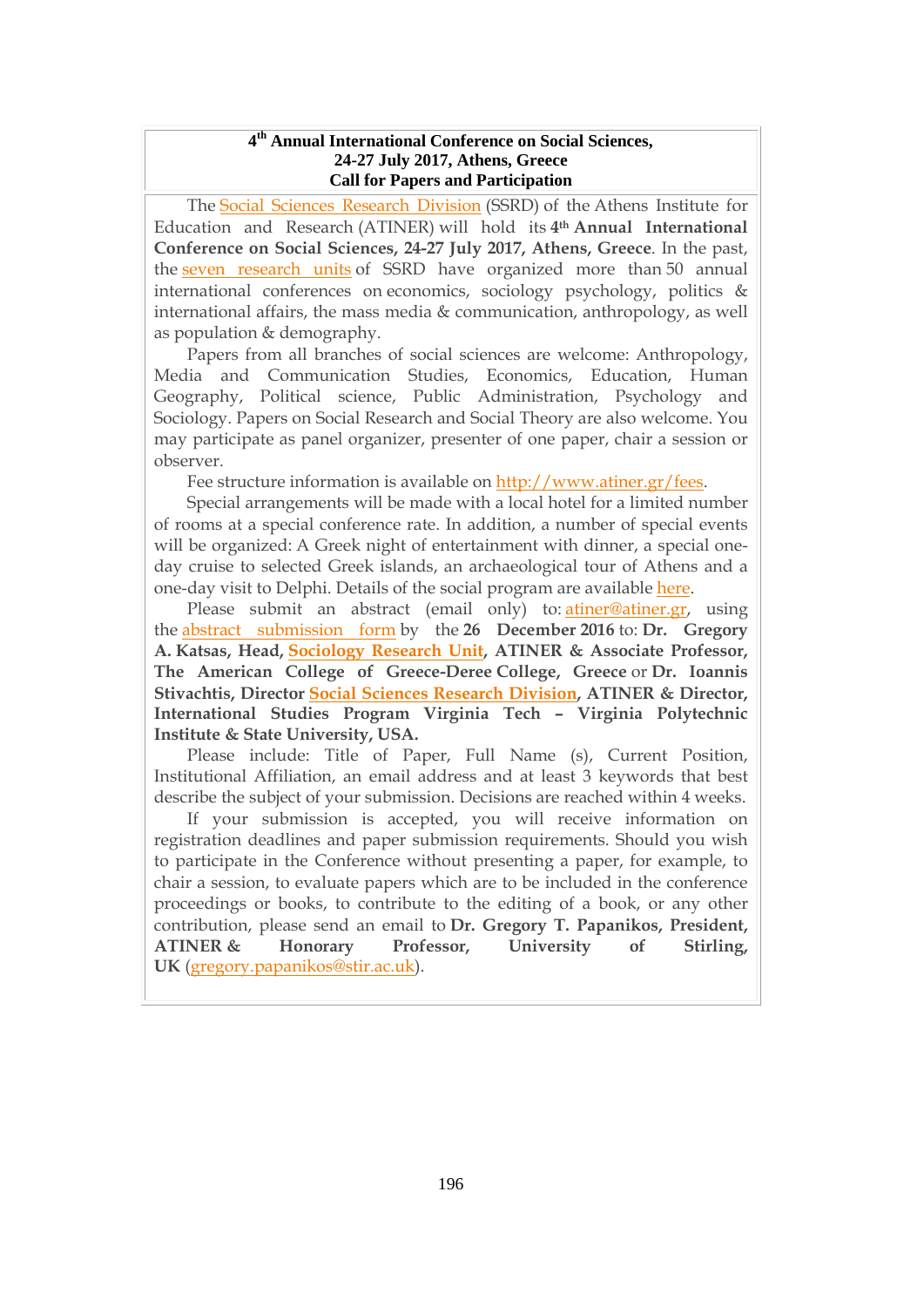**4th Annual International Conference on Social Sciences,**
**24-27 July 2017, Athens, Greece**
**Call for Papers and Participation**

The Social Sciences Research Division (SSRD) of the Athens Institute for Education and Research (ATINER) will hold its **4th Annual International Conference on Social Sciences, 24-27 July 2017, Athens, Greece**. In the past, the seven research units of SSRD have organized more than 50 annual international conferences on economics, sociology psychology, politics & international affairs, the mass media & communication, anthropology, as well as population & demography.

Papers from all branches of social sciences are welcome: Anthropology, Media and Communication Studies, Economics, Education, Human Geography, Political science, Public Administration, Psychology and Sociology. Papers on Social Research and Social Theory are also welcome. You may participate as panel organizer, presenter of one paper, chair a session or observer.

Fee structure information is available on http://www.atiner.gr/fees.

Special arrangements will be made with a local hotel for a limited number of rooms at a special conference rate. In addition, a number of special events will be organized: A Greek night of entertainment with dinner, a special one-day cruise to selected Greek islands, an archaeological tour of Athens and a one-day visit to Delphi. Details of the social program are available here.

Please submit an abstract (email only) to: atiner@atiner.gr, using the abstract submission form by the **26 December 2016** to: **Dr. Gregory A. Katsas, Head, Sociology Research Unit, ATINER & Associate Professor, The American College of Greece-Deree College, Greece** or **Dr. Ioannis Stivachtis, Director Social Sciences Research Division, ATINER & Director, International Studies Program Virginia Tech – Virginia Polytechnic Institute & State University, USA.**

Please include: Title of Paper, Full Name (s), Current Position, Institutional Affiliation, an email address and at least 3 keywords that best describe the subject of your submission. Decisions are reached within 4 weeks.

If your submission is accepted, you will receive information on registration deadlines and paper submission requirements. Should you wish to participate in the Conference without presenting a paper, for example, to chair a session, to evaluate papers which are to be included in the conference proceedings or books, to contribute to the editing of a book, or any other contribution, please send an email to **Dr. Gregory T. Papanikos, President, ATINER & Honorary Professor, University of Stirling, UK** (gregory.papanikos@stir.ac.uk).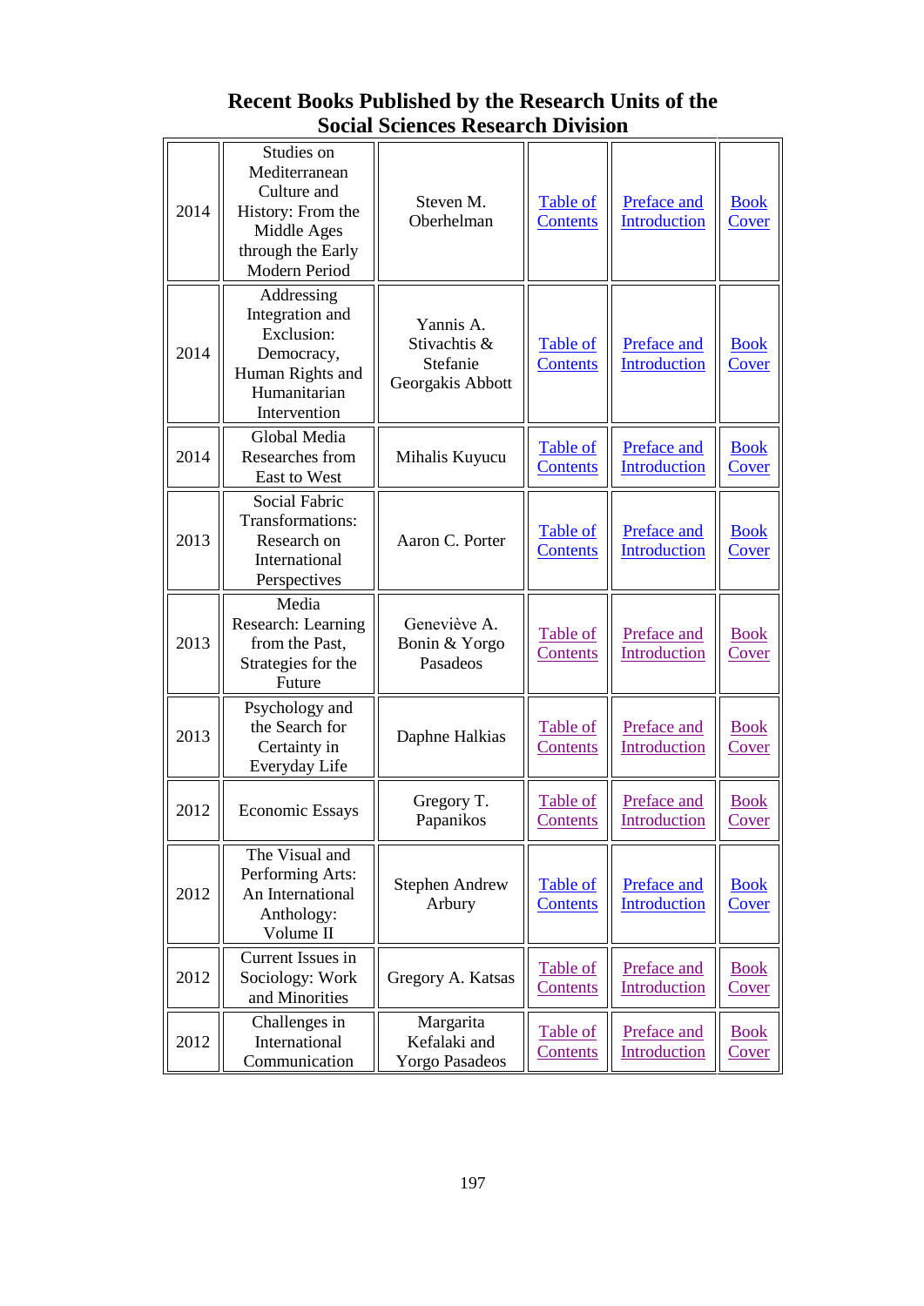# Recent Books Published by the Research Units of the Social Sciences Research Division

| | | | | | |
|---|---|---|---|---|---|
| 2014 | Studies on Mediterranean Culture and History: From the Middle Ages through the Early Modern Period | Steven M. Oberhelman | Table of Contents | Preface and Introduction | Book Cover |
| 2014 | Addressing Integration and Exclusion: Democracy, Human Rights and Humanitarian Intervention | Yannis A. Stivachtis & Stefanie Georgakis Abbott | Table of Contents | Preface and Introduction | Book Cover |
| 2014 | Global Media Researches from East to West | Mihalis Kuyucu | Table of Contents | Preface and Introduction | Book Cover |
| 2013 | Social Fabric Transformations: Research on International Perspectives | Aaron C. Porter | Table of Contents | Preface and Introduction | Book Cover |
| 2013 | Media Research: Learning from the Past, Strategies for the Future | Geneviève A. Bonin & Yorgo Pasadeos | Table of Contents | Preface and Introduction | Book Cover |
| 2013 | Psychology and the Search for Certainty in Everyday Life | Daphne Halkias | Table of Contents | Preface and Introduction | Book Cover |
| 2012 | Economic Essays | Gregory T. Papanikos | Table of Contents | Preface and Introduction | Book Cover |
| 2012 | The Visual and Performing Arts: An International Anthology: Volume II | Stephen Andrew Arbury | Table of Contents | Preface and Introduction | Book Cover |
| 2012 | Current Issues in Sociology: Work and Minorities | Gregory A. Katsas | Table of Contents | Preface and Introduction | Book Cover |
| 2012 | Challenges in International Communication | Margarita Kefalaki and Yorgo Pasadeos | Table of Contents | Preface and Introduction | Book Cover |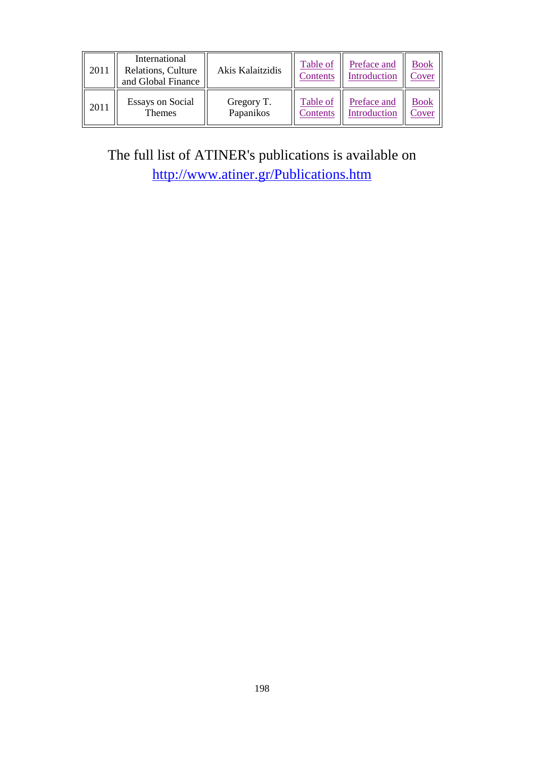| 2011 | International Relations, Culture and Global Finance | Akis Kalaitzidis | Table of Contents | Preface and Introduction | Book Cover |
|---|---|---|---|---|---|
| 2011 | Essays on Social Themes | Gregory T. Papanikos | Table of Contents | Preface and Introduction | Book Cover |

The full list of ATINER's publications is available on
http://www.atiner.gr/Publications.htm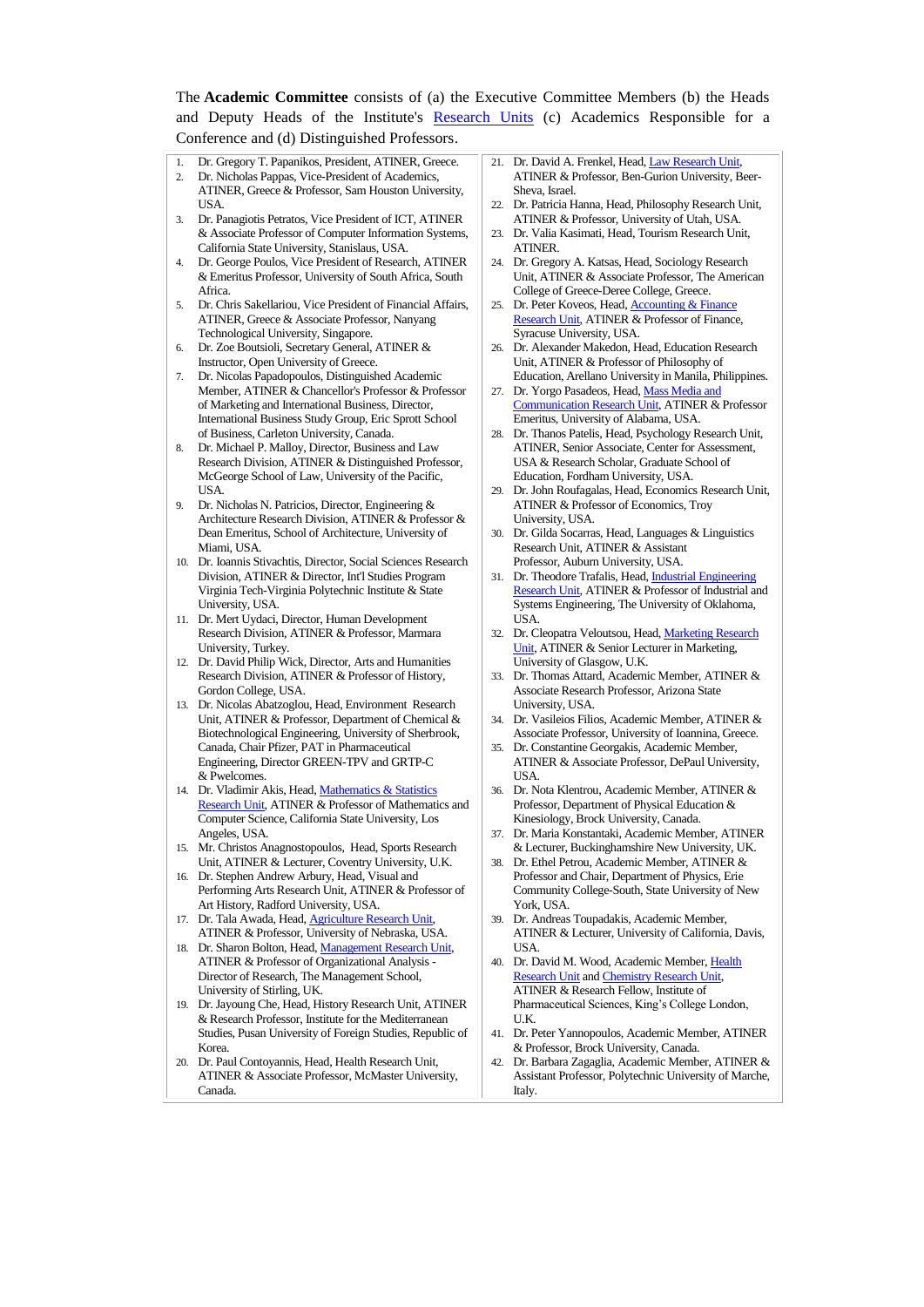The **Academic Committee** consists of (a) the Executive Committee Members (b) the Heads and Deputy Heads of the Institute's Research Units (c) Academics Responsible for a Conference and (d) Distinguished Professors.

1. Dr. Gregory T. Papanikos, President, ATINER, Greece.
2. Dr. Nicholas Pappas, Vice-President of Academics, ATINER, Greece & Professor, Sam Houston University, USA.
3. Dr. Panagiotis Petratos, Vice President of ICT, ATINER & Associate Professor of Computer Information Systems, California State University, Stanislaus, USA.
4. Dr. George Poulos, Vice President of Research, ATINER & Emeritus Professor, University of South Africa, South Africa.
5. Dr. Chris Sakellariou, Vice President of Financial Affairs, ATINER, Greece & Associate Professor, Nanyang Technological University, Singapore.
6. Dr. Zoe Boutsioli, Secretary General, ATINER & Instructor, Open University of Greece.
7. Dr. Nicolas Papadopoulos, Distinguished Academic Member, ATINER & Chancellor's Professor & Professor of Marketing and International Business, Director, International Business Study Group, Eric Sprott School of Business, Carleton University, Canada.
8. Dr. Michael P. Malloy, Director, Business and Law Research Division, ATINER & Distinguished Professor, McGeorge School of Law, University of the Pacific, USA.
9. Dr. Nicholas N. Patricios, Director, Engineering & Architecture Research Division, ATINER & Professor & Dean Emeritus, School of Architecture, University of Miami, USA.
10. Dr. Ioannis Stivachtis, Director, Social Sciences Research Division, ATINER & Director, Int'l Studies Program Virginia Tech-Virginia Polytechnic Institute & State University, USA.
11. Dr. Mert Uydaci, Director, Human Development Research Division, ATINER & Professor, Marmara University, Turkey.
12. Dr. David Philip Wick, Director, Arts and Humanities Research Division, ATINER & Professor of History, Gordon College, USA.
13. Dr. Nicolas Abatzoglou, Head, Environment Research Unit, ATINER & Professor, Department of Chemical & Biotechnological Engineering, University of Sherbrook, Canada, Chair Pfizer, PAT in Pharmaceutical Engineering, Director GREEN-TPV and GRTP-C & Pwelcomes.
14. Dr. Vladimir Akis, Head, Mathematics & Statistics Research Unit, ATINER & Professor of Mathematics and Computer Science, California State University, Los Angeles, USA.
15. Mr. Christos Anagnostopoulos, Head, Sports Research Unit, ATINER & Lecturer, Coventry University, U.K.
16. Dr. Stephen Andrew Arbury, Head, Visual and Performing Arts Research Unit, ATINER & Professor of Art History, Radford University, USA.
17. Dr. Tala Awada, Head, Agriculture Research Unit, ATINER & Professor, University of Nebraska, USA.
18. Dr. Sharon Bolton, Head, Management Research Unit, ATINER & Professor of Organizational Analysis - Director of Research, The Management School, University of Stirling, UK.
19. Dr. Jayoung Che, Head, History Research Unit, ATINER & Research Professor, Institute for the Mediterranean Studies, Pusan University of Foreign Studies, Republic of Korea.
20. Dr. Paul Contoyannis, Head, Health Research Unit, ATINER & Associate Professor, McMaster University, Canada.
21. Dr. David A. Frenkel, Head, Law Research Unit, ATINER & Professor, Ben-Gurion University, Beer-Sheva, Israel.
22. Dr. Patricia Hanna, Head, Philosophy Research Unit, ATINER & Professor, University of Utah, USA.
23. Dr. Valia Kasimati, Head, Tourism Research Unit, ATINER.
24. Dr. Gregory A. Katsas, Head, Sociology Research Unit, ATINER & Associate Professor, The American College of Greece-Deree College, Greece.
25. Dr. Peter Koveos, Head, Accounting & Finance Research Unit, ATINER & Professor of Finance, Syracuse University, USA.
26. Dr. Alexander Makedon, Head, Education Research Unit, ATINER & Professor of Philosophy of Education, Arellano University in Manila, Philippines.
27. Dr. Yorgo Pasadeos, Head, Mass Media and Communication Research Unit, ATINER & Professor Emeritus, University of Alabama, USA.
28. Dr. Thanos Patelis, Head, Psychology Research Unit, ATINER, Senior Associate, Center for Assessment, USA & Research Scholar, Graduate School of Education, Fordham University, USA.
29. Dr. John Roufagalas, Head, Economics Research Unit, ATINER & Professor of Economics, Troy University, USA.
30. Dr. Gilda Socarras, Head, Languages & Linguistics Research Unit, ATINER & Assistant Professor, Auburn University, USA.
31. Dr. Theodore Trafalis, Head, Industrial Engineering Research Unit, ATINER & Professor of Industrial and Systems Engineering, The University of Oklahoma, USA.
32. Dr. Cleopatra Veloutsou, Head, Marketing Research Unit, ATINER & Senior Lecturer in Marketing, University of Glasgow, U.K.
33. Dr. Thomas Attard, Academic Member, ATINER & Associate Research Professor, Arizona State University, USA.
34. Dr. Vasileios Filios, Academic Member, ATINER & Associate Professor, University of Ioannina, Greece.
35. Dr. Constantine Georgakis, Academic Member, ATINER & Associate Professor, DePaul University, USA.
36. Dr. Nota Klentrou, Academic Member, ATINER & Professor, Department of Physical Education & Kinesiology, Brock University, Canada.
37. Dr. Maria Konstantaki, Academic Member, ATINER & Lecturer, Buckinghamshire New University, UK.
38. Dr. Ethel Petrou, Academic Member, ATINER & Professor and Chair, Department of Physics, Erie Community College-South, State University of New York, USA.
39. Dr. Andreas Toupadakis, Academic Member, ATINER & Lecturer, University of California, Davis, USA.
40. Dr. David M. Wood, Academic Member, Health Research Unit and Chemistry Research Unit, ATINER & Research Fellow, Institute of Pharmaceutical Sciences, King's College London, U.K.
41. Dr. Peter Yannopoulos, Academic Member, ATINER & Professor, Brock University, Canada.
42. Dr. Barbara Zagaglia, Academic Member, ATINER & Assistant Professor, Polytechnic University of Marche, Italy.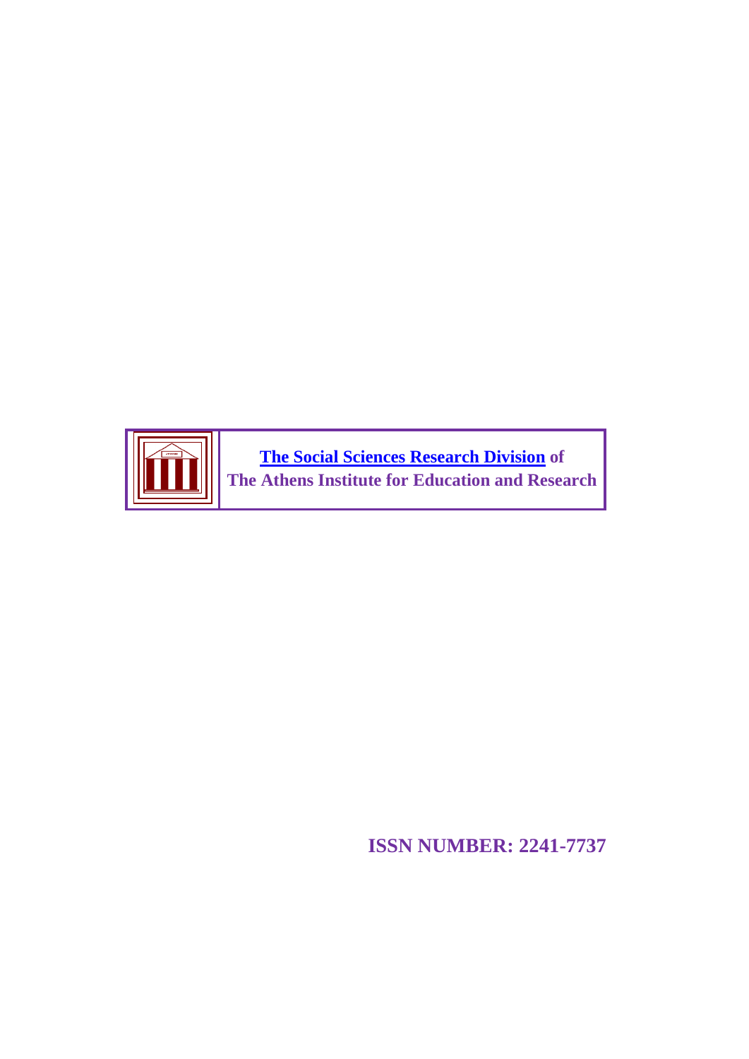The Social Sciences Research Division of
The Athens Institute for Education and Research

**ISSN NUMBER: 2241-7737**